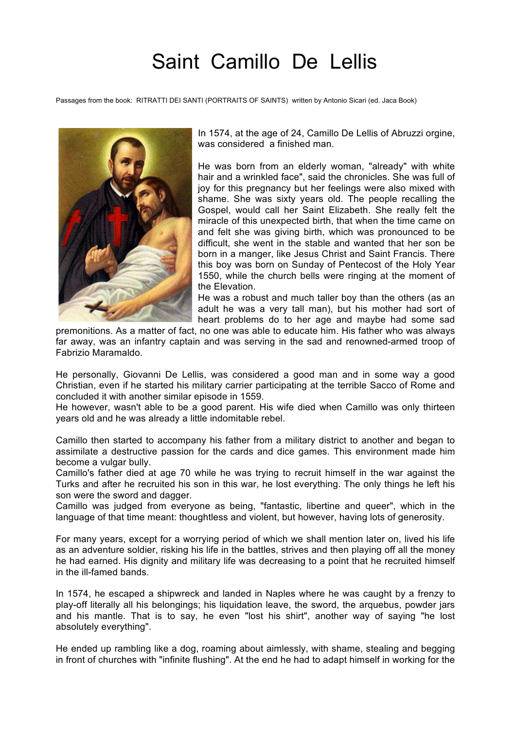# Saint Camillo De Lellis

Passages from the book: RITRATTI DEI SANTI (PORTRAITS OF SAINTS) written by Antonio Sicari (ed. Jaca Book)

In 1574, at the age of 24, Camillo De Lellis of Abruzzi orgine, was considered a finished man.

He was born from an elderly woman, "already" with white hair and a wrinkled face", said the chronicles. She was full of joy for this pregnancy but her feelings were also mixed with shame. She was sixty years old. The people recalling the Gospel, would call her Saint Elizabeth. She really felt the miracle of this unexpected birth, that when the time came on and felt she was giving birth, which was pronounced to be difficult, she went in the stable and wanted that her son be born in a manger, like Jesus Christ and Saint Francis. There this boy was born on Sunday of Pentecost of the Holy Year 1550, while the church bells were ringing at the moment of the Elevation.

He was a robust and much taller boy than the others (as an adult he was a very tall man), but his mother had sort of heart problems do to her age and maybe had some sad premonitions. As a matter of fact, no one was able to educate him. His father who was always far away, was an infantry captain and was serving in the sad and renowned-armed troop of Fabrizio Maramaldo.

He personally, Giovanni De Lellis, was considered a good man and in some way a good Christian, even if he started his military carrier participating at the terrible Sacco of Rome and concluded it with another similar episode in 1559.

He however, wasn't able to be a good parent. His wife died when Camillo was only thirteen years old and he was already a little indomitable rebel.

Camillo then started to accompany his father from a military district to another and began to assimilate a destructive passion for the cards and dice games. This environment made him become a vulgar bully.

Camillo's father died at age 70 while he was trying to recruit himself in the war against the Turks and after he recruited his son in this war, he lost everything. The only things he left his son were the sword and dagger.

Camillo was judged from everyone as being, "fantastic, libertine and queer", which in the language of that time meant: thoughtless and violent, but however, having lots of generosity.

For many years, except for a worrying period of which we shall mention later on, lived his life as an adventure soldier, risking his life in the battles, strives and then playing off all the money he had earned. His dignity and military life was decreasing to a point that he recruited himself in the ill-famed bands.

In 1574, he escaped a shipwreck and landed in Naples where he was caught by a frenzy to play-off literally all his belongings; his liquidation leave, the sword, the arquebus, powder jars and his mantle. That is to say, he even "lost his shirt", another way of saying "he lost absolutely everything".

He ended up rambling like a dog, roaming about aimlessly, with shame, stealing and begging in front of churches with "infinite flushing". At the end he had to adapt himself in working for the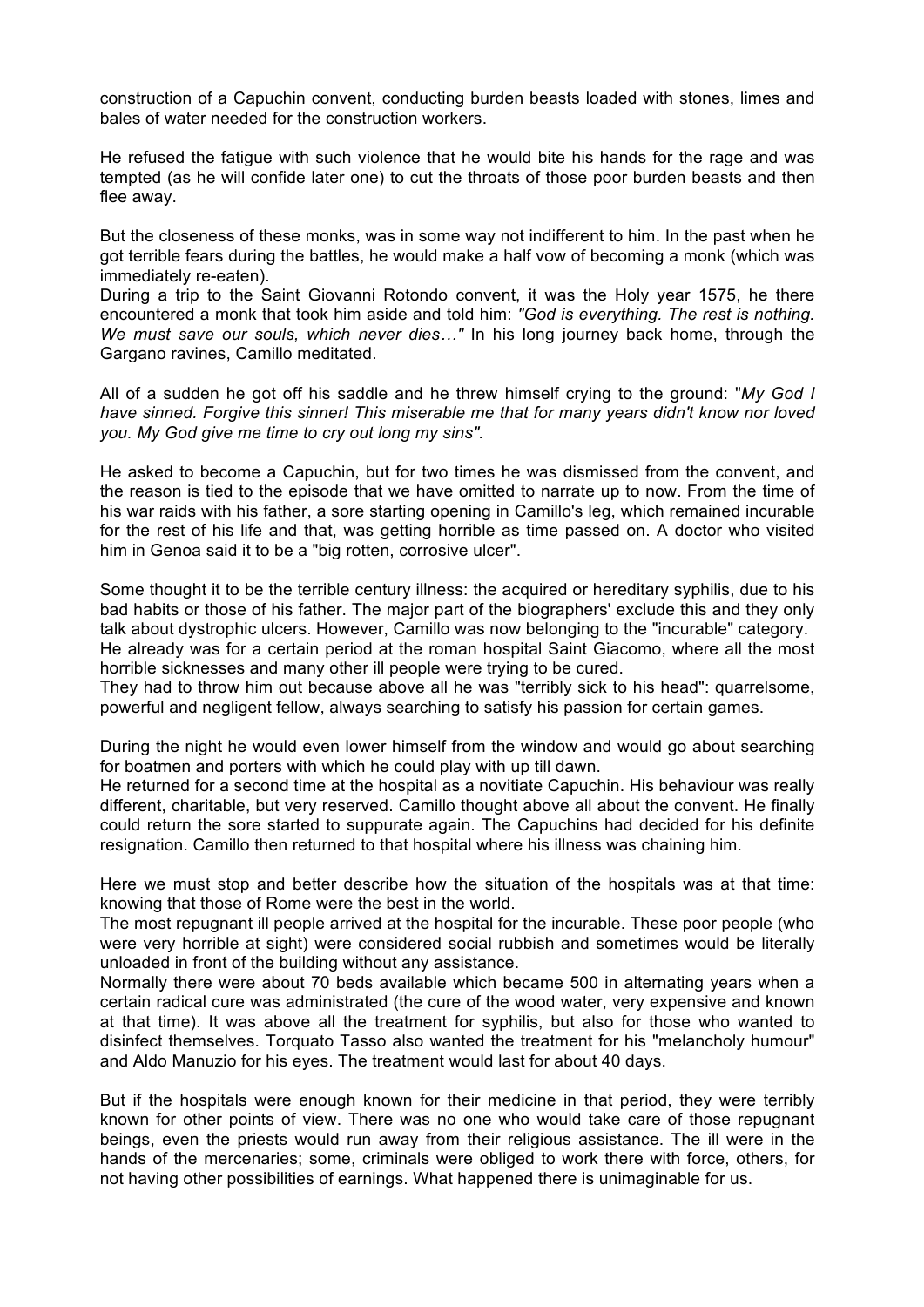construction of a Capuchin convent, conducting burden beasts loaded with stones, limes and bales of water needed for the construction workers.

He refused the fatigue with such violence that he would bite his hands for the rage and was tempted (as he will confide later one) to cut the throats of those poor burden beasts and then flee away.

But the closeness of these monks, was in some way not indifferent to him. In the past when he got terrible fears during the battles, he would make a half vow of becoming a monk (which was immediately re-eaten).
During a trip to the Saint Giovanni Rotondo convent, it was the Holy year 1575, he there encountered a monk that took him aside and told him: *"God is everything. The rest is nothing. We must save our souls, which never dies…"* In his long journey back home, through the Gargano ravines, Camillo meditated.

All of a sudden he got off his saddle and he threw himself crying to the ground: "*My God I have sinned. Forgive this sinner! This miserable me that for many years didn't know nor loved you. My God give me time to cry out long my sins".*

He asked to become a Capuchin, but for two times he was dismissed from the convent, and the reason is tied to the episode that we have omitted to narrate up to now. From the time of his war raids with his father, a sore starting opening in Camillo's leg, which remained incurable for the rest of his life and that, was getting horrible as time passed on. A doctor who visited him in Genoa said it to be a "big rotten, corrosive ulcer".

Some thought it to be the terrible century illness: the acquired or hereditary syphilis, due to his bad habits or those of his father. The major part of the biographers' exclude this and they only talk about dystrophic ulcers. However, Camillo was now belonging to the "incurable" category.
He already was for a certain period at the roman hospital Saint Giacomo, where all the most horrible sicknesses and many other ill people were trying to be cured.
They had to throw him out because above all he was "terribly sick to his head": quarrelsome, powerful and negligent fellow, always searching to satisfy his passion for certain games.

During the night he would even lower himself from the window and would go about searching for boatmen and porters with which he could play with up till dawn.
He returned for a second time at the hospital as a novitiate Capuchin. His behaviour was really different, charitable, but very reserved. Camillo thought above all about the convent. He finally could return the sore started to suppurate again. The Capuchins had decided for his definite resignation. Camillo then returned to that hospital where his illness was chaining him.

Here we must stop and better describe how the situation of the hospitals was at that time: knowing that those of Rome were the best in the world.
The most repugnant ill people arrived at the hospital for the incurable. These poor people (who were very horrible at sight) were considered social rubbish and sometimes would be literally unloaded in front of the building without any assistance.
Normally there were about 70 beds available which became 500 in alternating years when a certain radical cure was administrated (the cure of the wood water, very expensive and known at that time). It was above all the treatment for syphilis, but also for those who wanted to disinfect themselves. Torquato Tasso also wanted the treatment for his "melancholy humour" and Aldo Manuzio for his eyes. The treatment would last for about 40 days.

But if the hospitals were enough known for their medicine in that period, they were terribly known for other points of view. There was no one who would take care of those repugnant beings, even the priests would run away from their religious assistance. The ill were in the hands of the mercenaries; some, criminals were obliged to work there with force, others, for not having other possibilities of earnings. What happened there is unimaginable for us.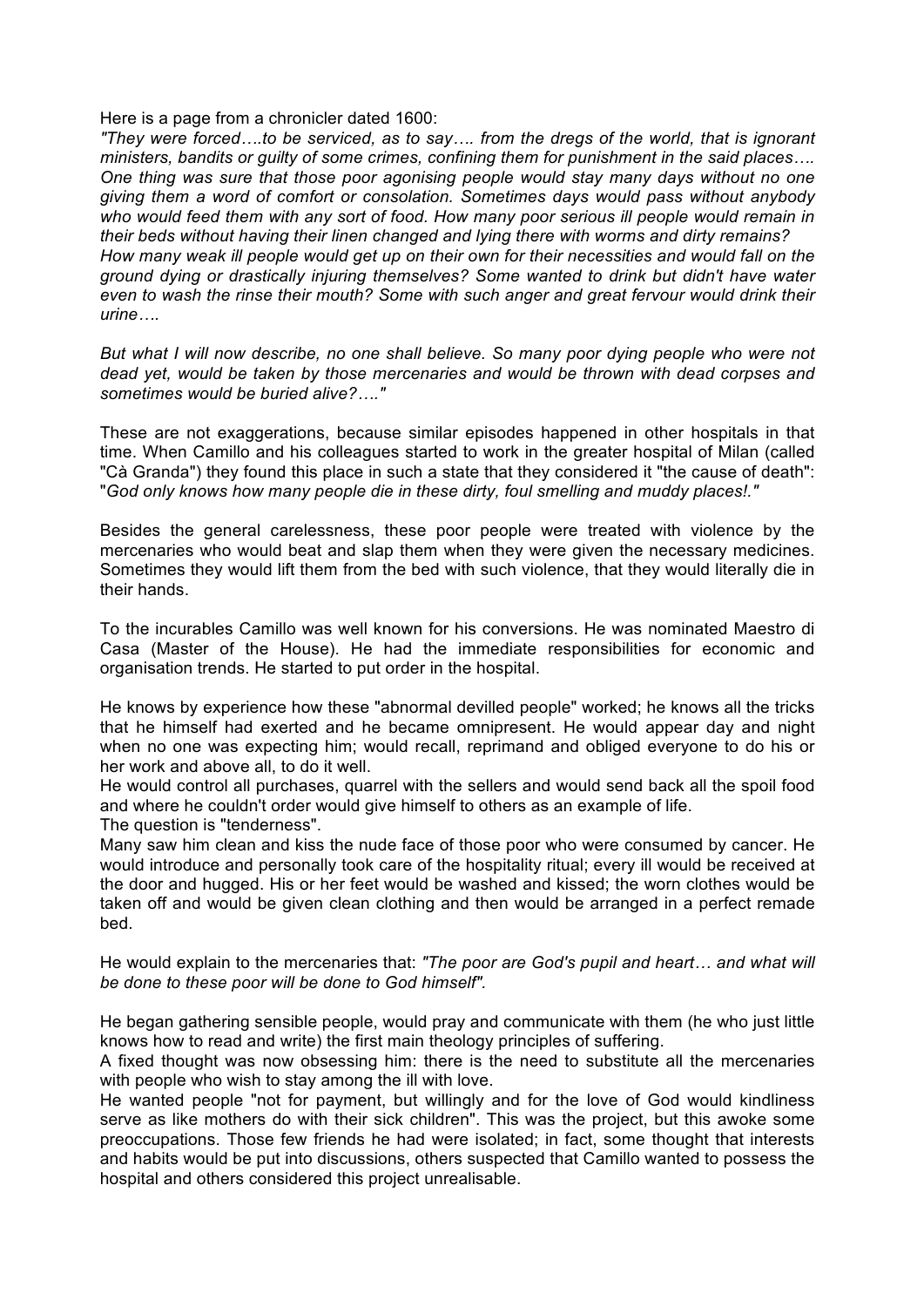Here is a page from a chronicler dated 1600:

*"They were forced….to be serviced, as to say…. from the dregs of the world, that is ignorant ministers, bandits or guilty of some crimes, confining them for punishment in the said places…. One thing was sure that those poor agonising people would stay many days without no one giving them a word of comfort or consolation. Sometimes days would pass without anybody who would feed them with any sort of food. How many poor serious ill people would remain in their beds without having their linen changed and lying there with worms and dirty remains? How many weak ill people would get up on their own for their necessities and would fall on the ground dying or drastically injuring themselves? Some wanted to drink but didn't have water even to wash the rinse their mouth? Some with such anger and great fervour would drink their urine….*

*But what I will now describe, no one shall believe. So many poor dying people who were not dead yet, would be taken by those mercenaries and would be thrown with dead corpses and sometimes would be buried alive?…."*

These are not exaggerations, because similar episodes happened in other hospitals in that time. When Camillo and his colleagues started to work in the greater hospital of Milan (called "Cà Granda") they found this place in such a state that they considered it "the cause of death": "*God only knows how many people die in these dirty, foul smelling and muddy places!."*

Besides the general carelessness, these poor people were treated with violence by the mercenaries who would beat and slap them when they were given the necessary medicines. Sometimes they would lift them from the bed with such violence, that they would literally die in their hands.

To the incurables Camillo was well known for his conversions. He was nominated Maestro di Casa (Master of the House). He had the immediate responsibilities for economic and organisation trends. He started to put order in the hospital.

He knows by experience how these "abnormal devilled people" worked; he knows all the tricks that he himself had exerted and he became omnipresent. He would appear day and night when no one was expecting him; would recall, reprimand and obliged everyone to do his or her work and above all, to do it well.
He would control all purchases, quarrel with the sellers and would send back all the spoil food and where he couldn't order would give himself to others as an example of life.
The question is "tenderness".
Many saw him clean and kiss the nude face of those poor who were consumed by cancer. He would introduce and personally took care of the hospitality ritual; every ill would be received at the door and hugged. His or her feet would be washed and kissed; the worn clothes would be taken off and would be given clean clothing and then would be arranged in a perfect remade bed.

He would explain to the mercenaries that: *"The poor are God's pupil and heart… and what will be done to these poor will be done to God himself".*

He began gathering sensible people, would pray and communicate with them (he who just little knows how to read and write) the first main theology principles of suffering.
A fixed thought was now obsessing him: there is the need to substitute all the mercenaries with people who wish to stay among the ill with love.
He wanted people "not for payment, but willingly and for the love of God would kindliness serve as like mothers do with their sick children". This was the project, but this awoke some preoccupations. Those few friends he had were isolated; in fact, some thought that interests and habits would be put into discussions, others suspected that Camillo wanted to possess the hospital and others considered this project unrealisable.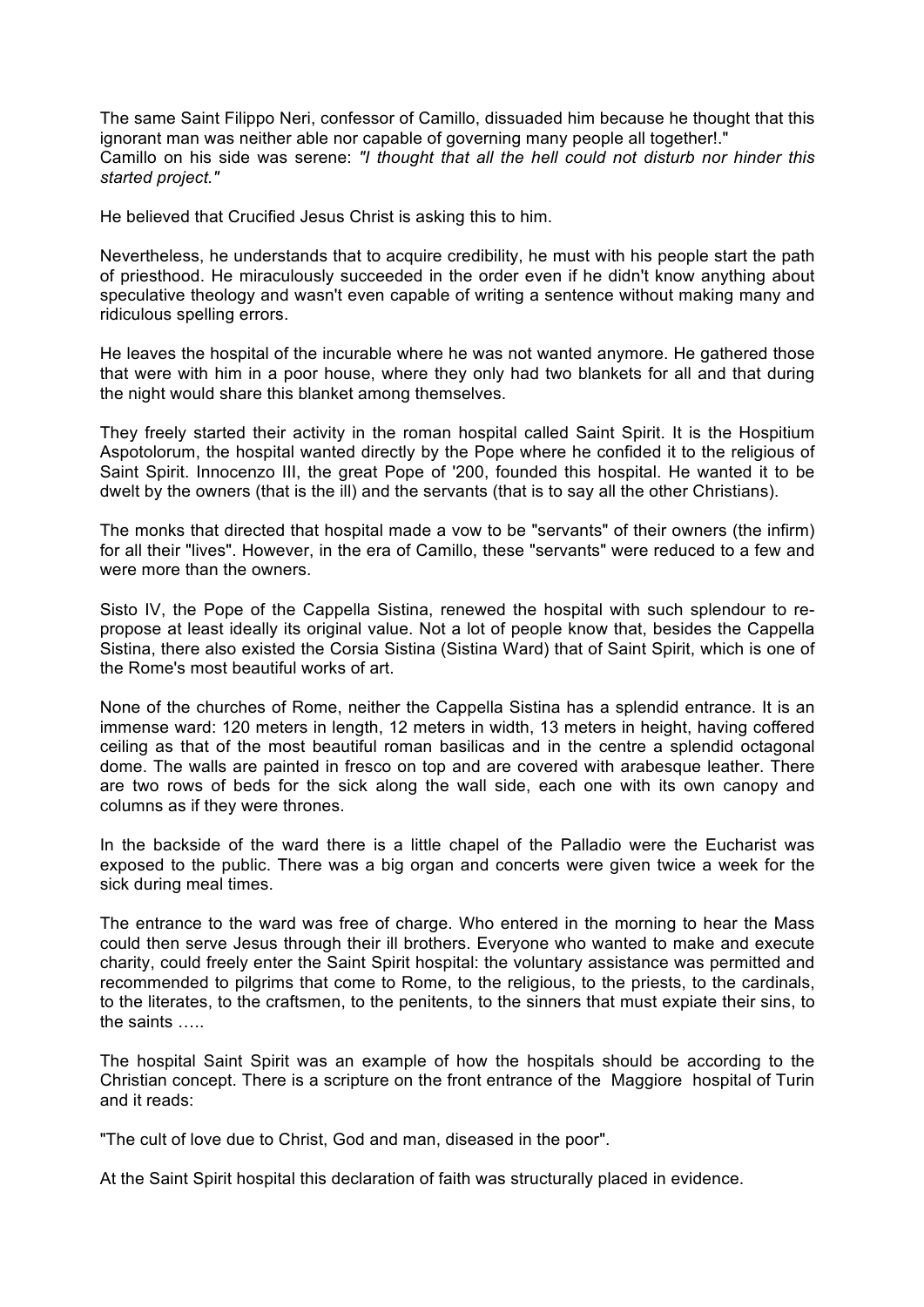The same Saint Filippo Neri, confessor of Camillo, dissuaded him because he thought that this ignorant man was neither able nor capable of governing many people all together!."
Camillo on his side was serene: *"I thought that all the hell could not disturb nor hinder this started project."*

He believed that Crucified Jesus Christ is asking this to him.

Nevertheless, he understands that to acquire credibility, he must with his people start the path of priesthood. He miraculously succeeded in the order even if he didn't know anything about speculative theology and wasn't even capable of writing a sentence without making many and ridiculous spelling errors.

He leaves the hospital of the incurable where he was not wanted anymore. He gathered those that were with him in a poor house, where they only had two blankets for all and that during the night would share this blanket among themselves.

They freely started their activity in the roman hospital called Saint Spirit. It is the Hospitium Aspotolorum, the hospital wanted directly by the Pope where he confided it to the religious of Saint Spirit. Innocenzo III, the great Pope of '200, founded this hospital. He wanted it to be dwelt by the owners (that is the ill) and the servants (that is to say all the other Christians).

The monks that directed that hospital made a vow to be "servants" of their owners (the infirm) for all their "lives". However, in the era of Camillo, these "servants" were reduced to a few and were more than the owners.

Sisto IV, the Pope of the Cappella Sistina, renewed the hospital with such splendour to re-propose at least ideally its original value. Not a lot of people know that, besides the Cappella Sistina, there also existed the Corsia Sistina (Sistina Ward) that of Saint Spirit, which is one of the Rome's most beautiful works of art.

None of the churches of Rome, neither the Cappella Sistina has a splendid entrance. It is an immense ward: 120 meters in length, 12 meters in width, 13 meters in height, having coffered ceiling as that of the most beautiful roman basilicas and in the centre a splendid octagonal dome. The walls are painted in fresco on top and are covered with arabesque leather. There are two rows of beds for the sick along the wall side, each one with its own canopy and columns as if they were thrones.

In the backside of the ward there is a little chapel of the Palladio were the Eucharist was exposed to the public. There was a big organ and concerts were given twice a week for the sick during meal times.

The entrance to the ward was free of charge. Who entered in the morning to hear the Mass could then serve Jesus through their ill brothers. Everyone who wanted to make and execute charity, could freely enter the Saint Spirit hospital: the voluntary assistance was permitted and recommended to pilgrims that come to Rome, to the religious, to the priests, to the cardinals, to the literates, to the craftsmen, to the penitents, to the sinners that must expiate their sins, to the saints …..

The hospital Saint Spirit was an example of how the hospitals should be according to the Christian concept. There is a scripture on the front entrance of the Maggiore hospital of Turin and it reads:

"The cult of love due to Christ, God and man, diseased in the poor".

At the Saint Spirit hospital this declaration of faith was structurally placed in evidence.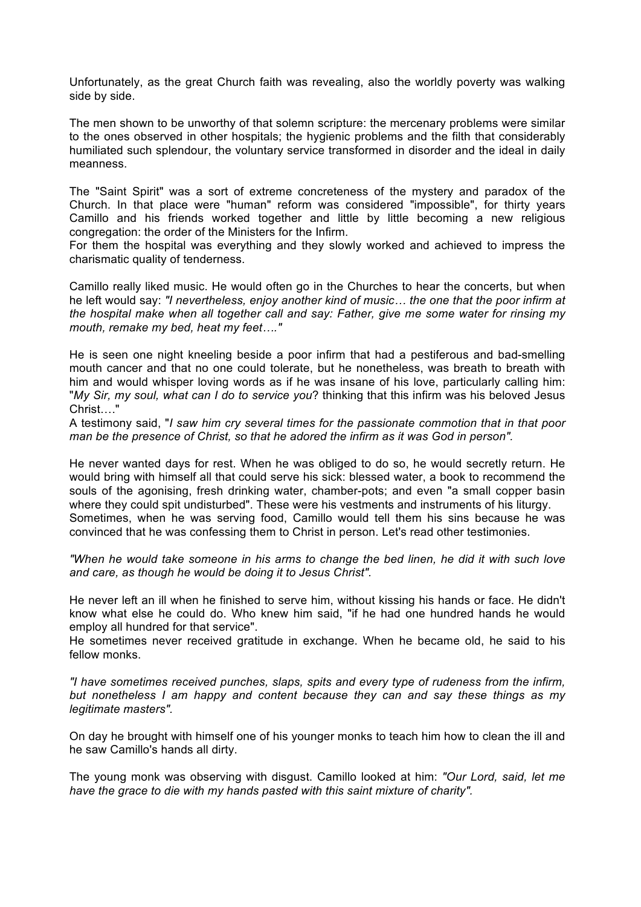Unfortunately, as the great Church faith was revealing, also the worldly poverty was walking side by side.

The men shown to be unworthy of that solemn scripture: the mercenary problems were similar to the ones observed in other hospitals; the hygienic problems and the filth that considerably humiliated such splendour, the voluntary service transformed in disorder and the ideal in daily meanness.

The "Saint Spirit" was a sort of extreme concreteness of the mystery and paradox of the Church. In that place were "human" reform was considered "impossible", for thirty years Camillo and his friends worked together and little by little becoming a new religious congregation: the order of the Ministers for the Infirm.
For them the hospital was everything and they slowly worked and achieved to impress the charismatic quality of tenderness.

Camillo really liked music. He would often go in the Churches to hear the concerts, but when he left would say: *"I nevertheless, enjoy another kind of music… the one that the poor infirm at the hospital make when all together call and say: Father, give me some water for rinsing my mouth, remake my bed, heat my feet…."*

He is seen one night kneeling beside a poor infirm that had a pestiferous and bad-smelling mouth cancer and that no one could tolerate, but he nonetheless, was breath to breath with him and would whisper loving words as if he was insane of his love, particularly calling him: "*My Sir, my soul, what can I do to service you*? thinking that this infirm was his beloved Jesus Christ…."
A testimony said, "*I saw him cry several times for the passionate commotion that in that poor man be the presence of Christ, so that he adored the infirm as it was God in person".*

He never wanted days for rest. When he was obliged to do so, he would secretly return. He would bring with himself all that could serve his sick: blessed water, a book to recommend the souls of the agonising, fresh drinking water, chamber-pots; and even "a small copper basin where they could spit undisturbed". These were his vestments and instruments of his liturgy.
Sometimes, when he was serving food, Camillo would tell them his sins because he was convinced that he was confessing them to Christ in person. Let's read other testimonies.

*"When he would take someone in his arms to change the bed linen, he did it with such love and care, as though he would be doing it to Jesus Christ".*

He never left an ill when he finished to serve him, without kissing his hands or face. He didn't know what else he could do. Who knew him said, "if he had one hundred hands he would employ all hundred for that service".
He sometimes never received gratitude in exchange. When he became old, he said to his fellow monks.

*"I have sometimes received punches, slaps, spits and every type of rudeness from the infirm, but nonetheless I am happy and content because they can and say these things as my legitimate masters".*

On day he brought with himself one of his younger monks to teach him how to clean the ill and he saw Camillo's hands all dirty.

The young monk was observing with disgust. Camillo looked at him: *"Our Lord, said, let me have the grace to die with my hands pasted with this saint mixture of charity".*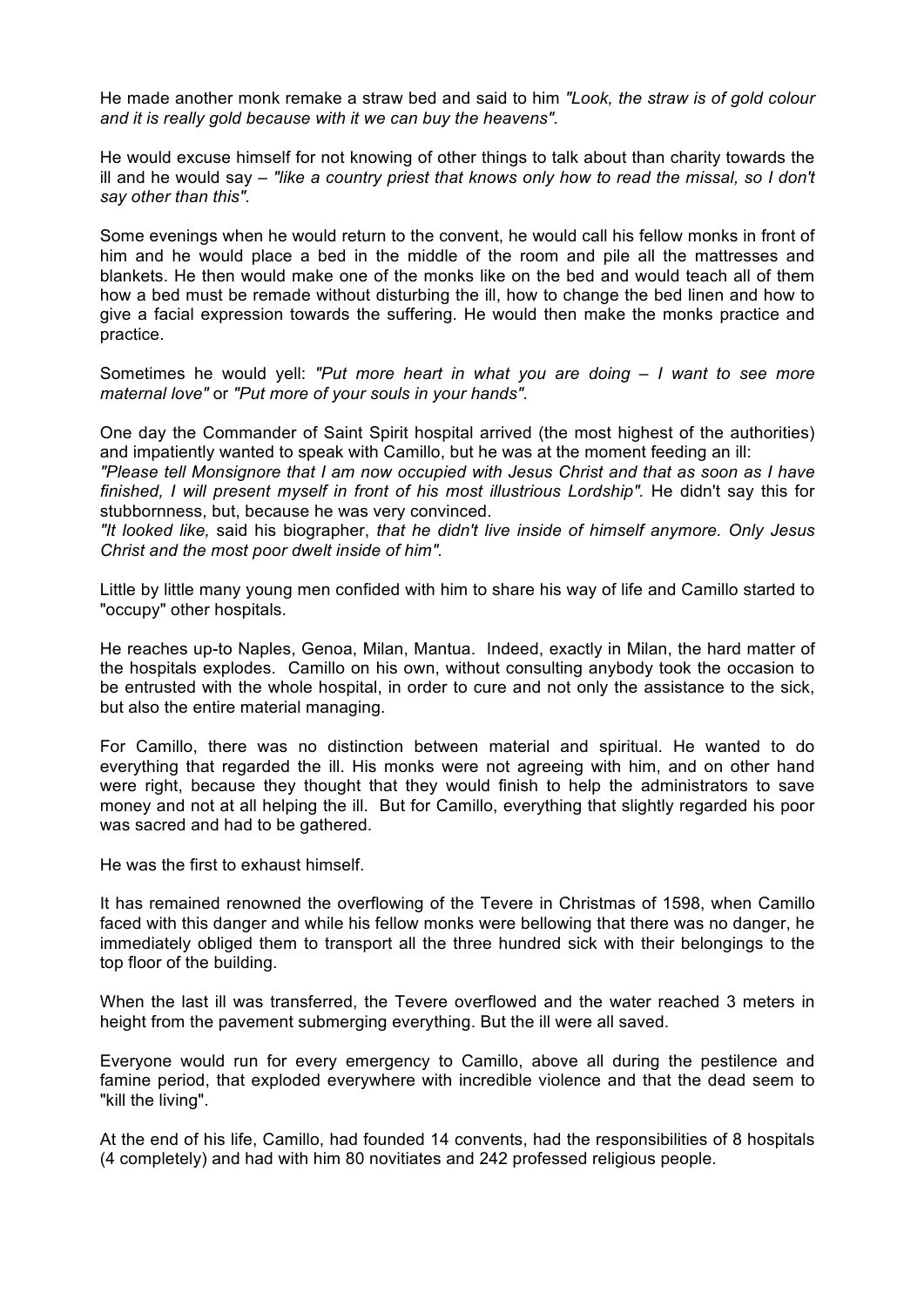He made another monk remake a straw bed and said to him *"Look, the straw is of gold colour and it is really gold because with it we can buy the heavens"*.

He would excuse himself for not knowing of other things to talk about than charity towards the ill and he would say – *"like a country priest that knows only how to read the missal, so I don't say other than this"*.

Some evenings when he would return to the convent, he would call his fellow monks in front of him and he would place a bed in the middle of the room and pile all the mattresses and blankets. He then would make one of the monks like on the bed and would teach all of them how a bed must be remade without disturbing the ill, how to change the bed linen and how to give a facial expression towards the suffering. He would then make the monks practice and practice.

Sometimes he would yell: *"Put more heart in what you are doing – I want to see more maternal love"* or *"Put more of your souls in your hands"*.

One day the Commander of Saint Spirit hospital arrived (the most highest of the authorities) and impatiently wanted to speak with Camillo, but he was at the moment feeding an ill:
*"Please tell Monsignore that I am now occupied with Jesus Christ and that as soon as I have finished, I will present myself in front of his most illustrious Lordship"*. He didn't say this for stubbornness, but, because he was very convinced.
*"It looked like,* said his biographer, *that he didn't live inside of himself anymore. Only Jesus Christ and the most poor dwelt inside of him"*.

Little by little many young men confided with him to share his way of life and Camillo started to "occupy" other hospitals.

He reaches up-to Naples, Genoa, Milan, Mantua. Indeed, exactly in Milan, the hard matter of the hospitals explodes. Camillo on his own, without consulting anybody took the occasion to be entrusted with the whole hospital, in order to cure and not only the assistance to the sick, but also the entire material managing.

For Camillo, there was no distinction between material and spiritual. He wanted to do everything that regarded the ill. His monks were not agreeing with him, and on other hand were right, because they thought that they would finish to help the administrators to save money and not at all helping the ill. But for Camillo, everything that slightly regarded his poor was sacred and had to be gathered.

He was the first to exhaust himself.

It has remained renowned the overflowing of the Tevere in Christmas of 1598, when Camillo faced with this danger and while his fellow monks were bellowing that there was no danger, he immediately obliged them to transport all the three hundred sick with their belongings to the top floor of the building.

When the last ill was transferred, the Tevere overflowed and the water reached 3 meters in height from the pavement submerging everything. But the ill were all saved.

Everyone would run for every emergency to Camillo, above all during the pestilence and famine period, that exploded everywhere with incredible violence and that the dead seem to "kill the living".

At the end of his life, Camillo, had founded 14 convents, had the responsibilities of 8 hospitals (4 completely) and had with him 80 novitiates and 242 professed religious people.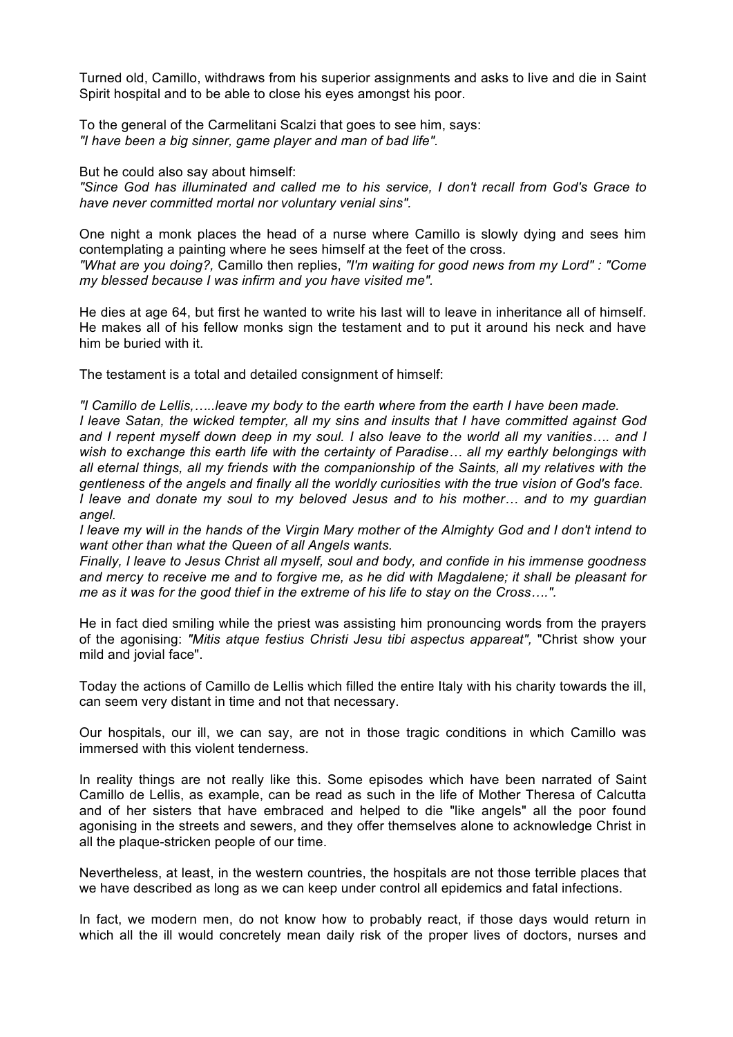Turned old, Camillo, withdraws from his superior assignments and asks to live and die in Saint Spirit hospital and to be able to close his eyes amongst his poor.

To the general of the Carmelitani Scalzi that goes to see him, says:
*"I have been a big sinner, game player and man of bad life".*

But he could also say about himself:
*"Since God has illuminated and called me to his service, I don't recall from God's Grace to have never committed mortal nor voluntary venial sins".*

One night a monk places the head of a nurse where Camillo is slowly dying and sees him contemplating a painting where he sees himself at the feet of the cross.
*"What are you doing?,* Camillo then replies, *"I'm waiting for good news from my Lord" : "Come my blessed because I was infirm and you have visited me".*

He dies at age 64, but first he wanted to write his last will to leave in inheritance all of himself. He makes all of his fellow monks sign the testament and to put it around his neck and have him be buried with it.

The testament is a total and detailed consignment of himself:

*"I Camillo de Lellis,…..leave my body to the earth where from the earth I have been made.*
*I leave Satan, the wicked tempter, all my sins and insults that I have committed against God and I repent myself down deep in my soul. I also leave to the world all my vanities…. and I wish to exchange this earth life with the certainty of Paradise… all my earthly belongings with all eternal things, all my friends with the companionship of the Saints, all my relatives with the gentleness of the angels and finally all the worldly curiosities with the true vision of God's face.*
*I leave and donate my soul to my beloved Jesus and to his mother… and to my guardian angel.*
*I leave my will in the hands of the Virgin Mary mother of the Almighty God and I don't intend to want other than what the Queen of all Angels wants.*
*Finally, I leave to Jesus Christ all myself, soul and body, and confide in his immense goodness and mercy to receive me and to forgive me, as he did with Magdalene; it shall be pleasant for me as it was for the good thief in the extreme of his life to stay on the Cross….".*

He in fact died smiling while the priest was assisting him pronouncing words from the prayers of the agonising: *"Mitis atque festius Christi Jesu tibi aspectus appareat",* "Christ show your mild and jovial face".

Today the actions of Camillo de Lellis which filled the entire Italy with his charity towards the ill, can seem very distant in time and not that necessary.

Our hospitals, our ill, we can say, are not in those tragic conditions in which Camillo was immersed with this violent tenderness.

In reality things are not really like this. Some episodes which have been narrated of Saint Camillo de Lellis, as example, can be read as such in the life of Mother Theresa of Calcutta and of her sisters that have embraced and helped to die "like angels" all the poor found agonising in the streets and sewers, and they offer themselves alone to acknowledge Christ in all the plaque-stricken people of our time.

Nevertheless, at least, in the western countries, the hospitals are not those terrible places that we have described as long as we can keep under control all epidemics and fatal infections.

In fact, we modern men, do not know how to probably react, if those days would return in which all the ill would concretely mean daily risk of the proper lives of doctors, nurses and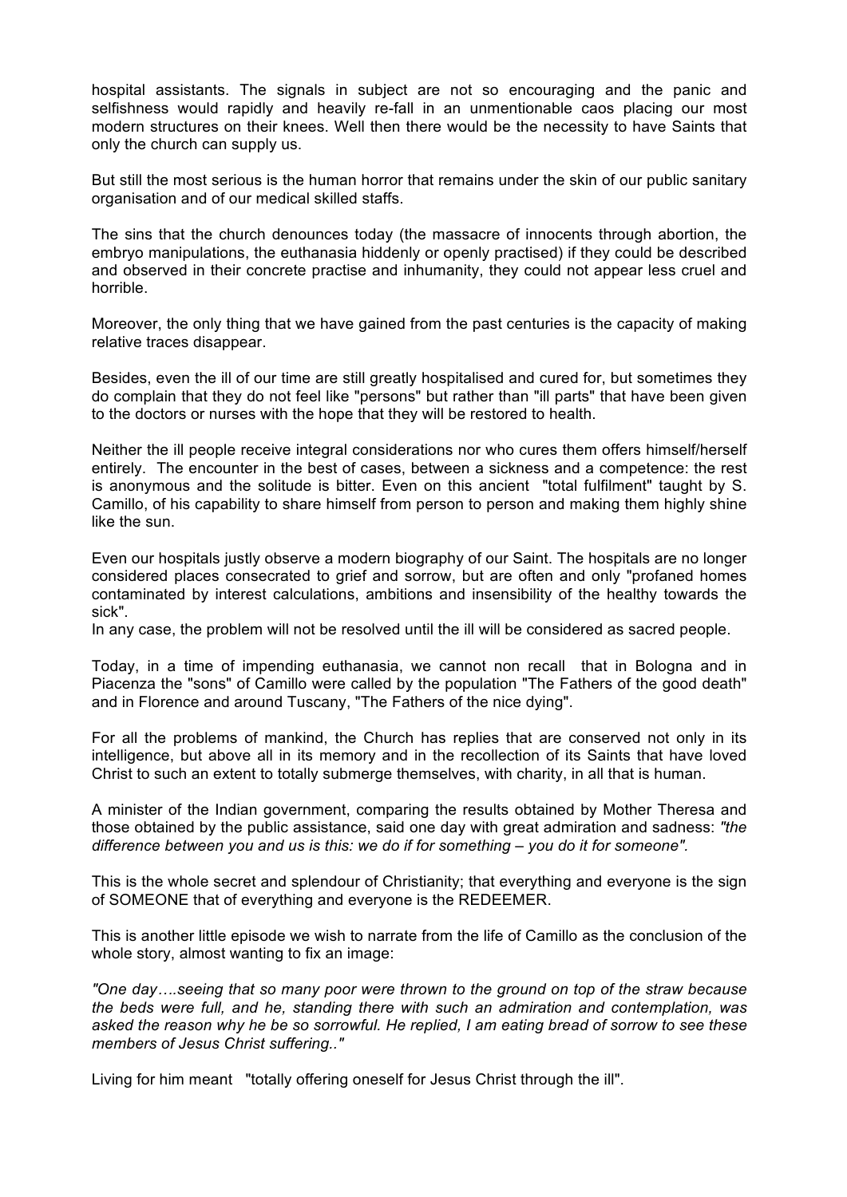hospital assistants. The signals in subject are not so encouraging and the panic and selfishness would rapidly and heavily re-fall in an unmentionable caos placing our most modern structures on their knees. Well then there would be the necessity to have Saints that only the church can supply us.

But still the most serious is the human horror that remains under the skin of our public sanitary organisation and of our medical skilled staffs.

The sins that the church denounces today (the massacre of innocents through abortion, the embryo manipulations, the euthanasia hiddenly or openly practised) if they could be described and observed in their concrete practise and inhumanity, they could not appear less cruel and horrible.

Moreover, the only thing that we have gained from the past centuries is the capacity of making relative traces disappear.

Besides, even the ill of our time are still greatly hospitalised and cured for, but sometimes they do complain that they do not feel like "persons" but rather than "ill parts" that have been given to the doctors or nurses with the hope that they will be restored to health.

Neither the ill people receive integral considerations nor who cures them offers himself/herself entirely. The encounter in the best of cases, between a sickness and a competence: the rest is anonymous and the solitude is bitter. Even on this ancient "total fulfilment" taught by S. Camillo, of his capability to share himself from person to person and making them highly shine like the sun.

Even our hospitals justly observe a modern biography of our Saint. The hospitals are no longer considered places consecrated to grief and sorrow, but are often and only "profaned homes contaminated by interest calculations, ambitions and insensibility of the healthy towards the sick".
In any case, the problem will not be resolved until the ill will be considered as sacred people.

Today, in a time of impending euthanasia, we cannot non recall that in Bologna and in Piacenza the "sons" of Camillo were called by the population "The Fathers of the good death" and in Florence and around Tuscany, "The Fathers of the nice dying".

For all the problems of mankind, the Church has replies that are conserved not only in its intelligence, but above all in its memory and in the recollection of its Saints that have loved Christ to such an extent to totally submerge themselves, with charity, in all that is human.

A minister of the Indian government, comparing the results obtained by Mother Theresa and those obtained by the public assistance, said one day with great admiration and sadness: *"the difference between you and us is this: we do if for something – you do it for someone".*

This is the whole secret and splendour of Christianity; that everything and everyone is the sign of SOMEONE that of everything and everyone is the REDEEMER.

This is another little episode we wish to narrate from the life of Camillo as the conclusion of the whole story, almost wanting to fix an image:

*"One day….seeing that so many poor were thrown to the ground on top of the straw because the beds were full, and he, standing there with such an admiration and contemplation, was asked the reason why he be so sorrowful. He replied, I am eating bread of sorrow to see these members of Jesus Christ suffering.."*

Living for him meant "totally offering oneself for Jesus Christ through the ill".